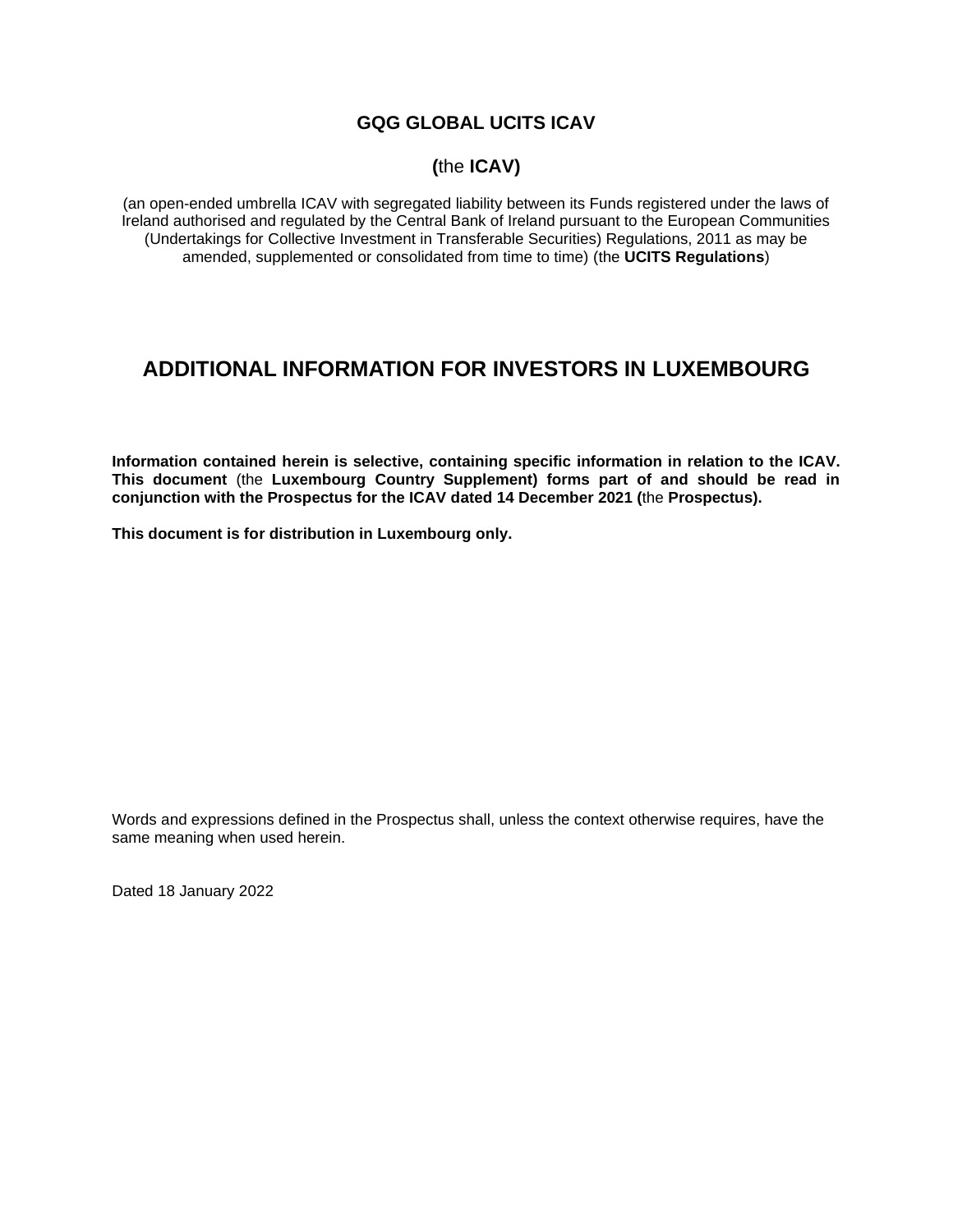# GQG GLOBAL UCITS ICAV

**(**the **ICAV)**

(an open-ended umbrella ICAV with segregated liability between its Funds registered under the laws of Ireland authorised and regulated by the Central Bank of Ireland pursuant to the European Communities (Undertakings for Collective Investment in Transferable Securities) Regulations, 2011 as may be amended, supplemented or consolidated from time to time) (the **UCITS Regulations**)

## ADDITIONAL INFORMATION FOR INVESTORS IN LUXEMBOURG

**Information contained herein is selective, containing specific information in relation to the ICAV. This document** (the **Luxembourg Country Supplement) forms part of and should be read in conjunction with the Prospectus for the ICAV dated 14 December 2021 (**the **Prospectus).**

**This document is for distribution in Luxembourg only.**

Words and expressions defined in the Prospectus shall, unless the context otherwise requires, have the same meaning when used herein.

Dated 18 January 2022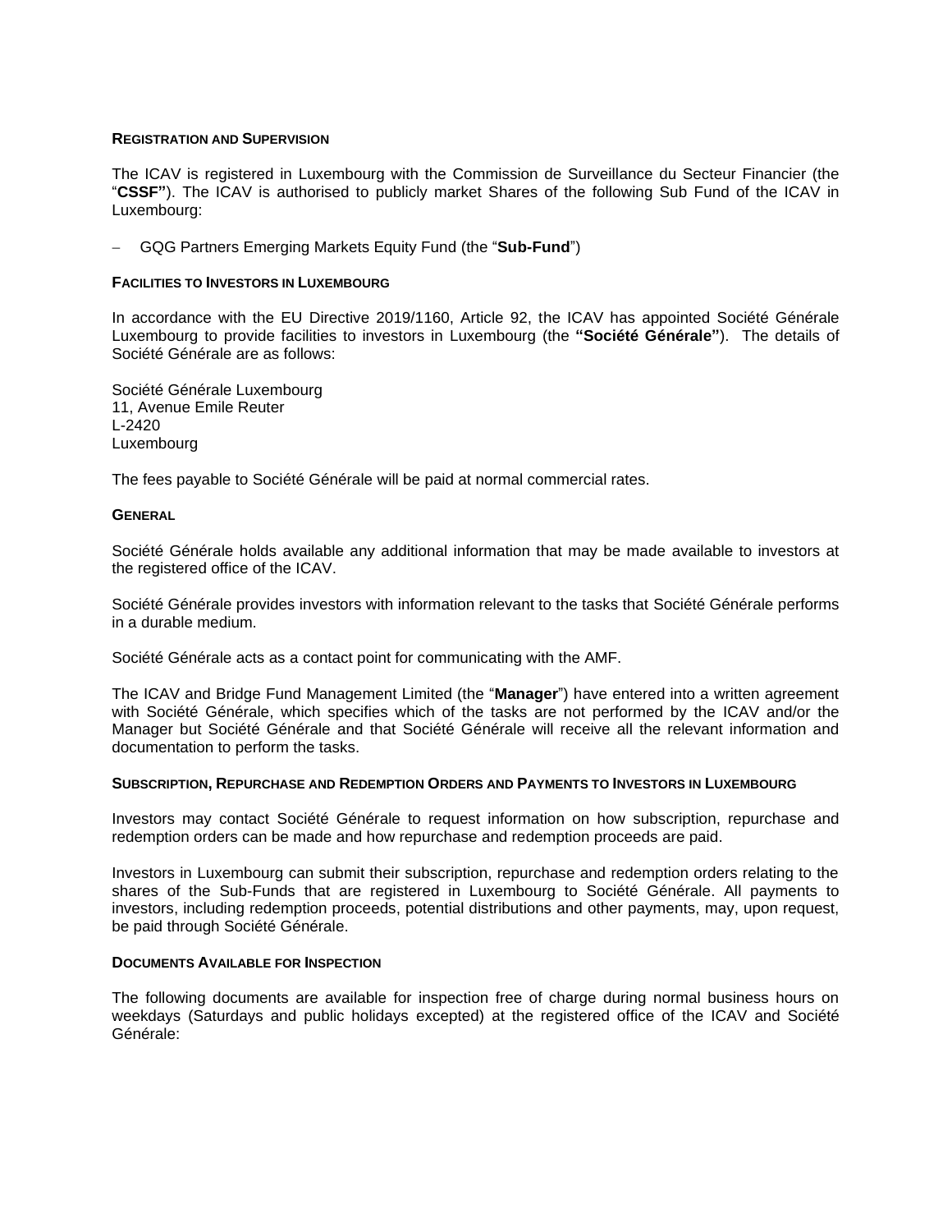**REGISTRATION AND SUPERVISION**

The ICAV is registered in Luxembourg with the Commission de Surveillance du Secteur Financier (the "**CSSF"**). The ICAV is authorised to publicly market Shares of the following Sub Fund of the ICAV in Luxembourg:

- GQG Partners Emerging Markets Equity Fund (the "**Sub-Fund**")

**FACILITIES TO INVESTORS IN LUXEMBOURG**

In accordance with the EU Directive 2019/1160, Article 92, the ICAV has appointed Société Générale Luxembourg to provide facilities to investors in Luxembourg (the **"Société Générale"**). The details of Société Générale are as follows:

Société Générale Luxembourg
11, Avenue Emile Reuter
L-2420
Luxembourg

The fees payable to Société Générale will be paid at normal commercial rates.

**GENERAL**

Société Générale holds available any additional information that may be made available to investors at the registered office of the ICAV.

Société Générale provides investors with information relevant to the tasks that Société Générale performs in a durable medium.

Société Générale acts as a contact point for communicating with the AMF.

The ICAV and Bridge Fund Management Limited (the "**Manager**") have entered into a written agreement with Société Générale, which specifies which of the tasks are not performed by the ICAV and/or the Manager but Société Générale and that Société Générale will receive all the relevant information and documentation to perform the tasks.

**SUBSCRIPTION, REPURCHASE AND REDEMPTION ORDERS AND PAYMENTS TO INVESTORS IN LUXEMBOURG**

Investors may contact Société Générale to request information on how subscription, repurchase and redemption orders can be made and how repurchase and redemption proceeds are paid.

Investors in Luxembourg can submit their subscription, repurchase and redemption orders relating to the shares of the Sub-Funds that are registered in Luxembourg to Société Générale. All payments to investors, including redemption proceeds, potential distributions and other payments, may, upon request, be paid through Société Générale.

**DOCUMENTS AVAILABLE FOR INSPECTION**

The following documents are available for inspection free of charge during normal business hours on weekdays (Saturdays and public holidays excepted) at the registered office of the ICAV and Société Générale: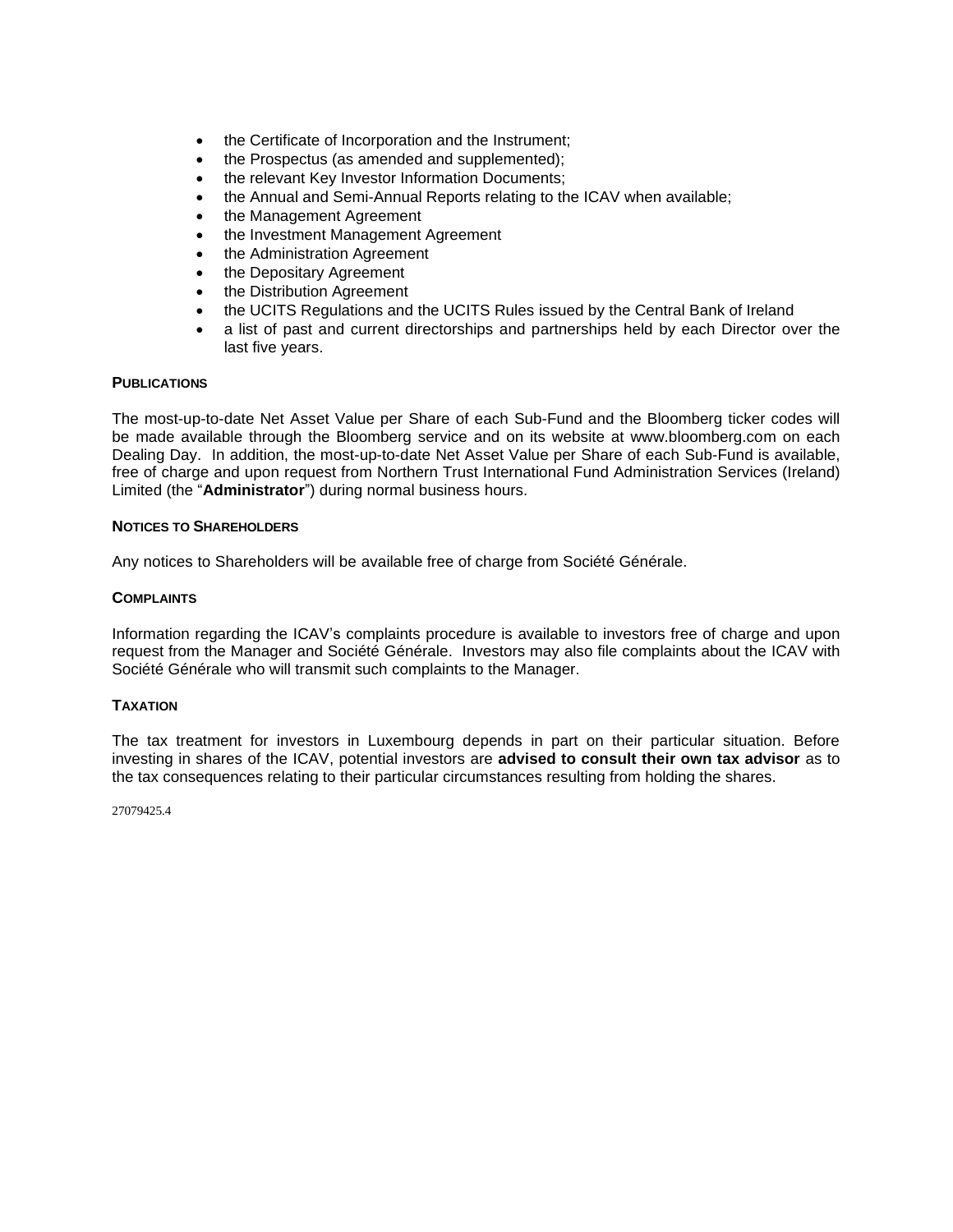- the Certificate of Incorporation and the Instrument;
- the Prospectus (as amended and supplemented);
- the relevant Key Investor Information Documents;
- the Annual and Semi-Annual Reports relating to the ICAV when available;
- the Management Agreement
- the Investment Management Agreement
- the Administration Agreement
- the Depositary Agreement
- the Distribution Agreement
- the UCITS Regulations and the UCITS Rules issued by the Central Bank of Ireland
- a list of past and current directorships and partnerships held by each Director over the last five years.

**PUBLICATIONS**

The most-up-to-date Net Asset Value per Share of each Sub-Fund and the Bloomberg ticker codes will be made available through the Bloomberg service and on its website at www.bloomberg.com on each Dealing Day. In addition, the most-up-to-date Net Asset Value per Share of each Sub-Fund is available, free of charge and upon request from Northern Trust International Fund Administration Services (Ireland) Limited (the "**Administrator**") during normal business hours.

**NOTICES TO SHAREHOLDERS**

Any notices to Shareholders will be available free of charge from Société Générale.

**COMPLAINTS**

Information regarding the ICAV's complaints procedure is available to investors free of charge and upon request from the Manager and Société Générale. Investors may also file complaints about the ICAV with Société Générale who will transmit such complaints to the Manager.

**TAXATION**

The tax treatment for investors in Luxembourg depends in part on their particular situation. Before investing in shares of the ICAV, potential investors are **advised to consult their own tax advisor** as to the tax consequences relating to their particular circumstances resulting from holding the shares.

27079425.4